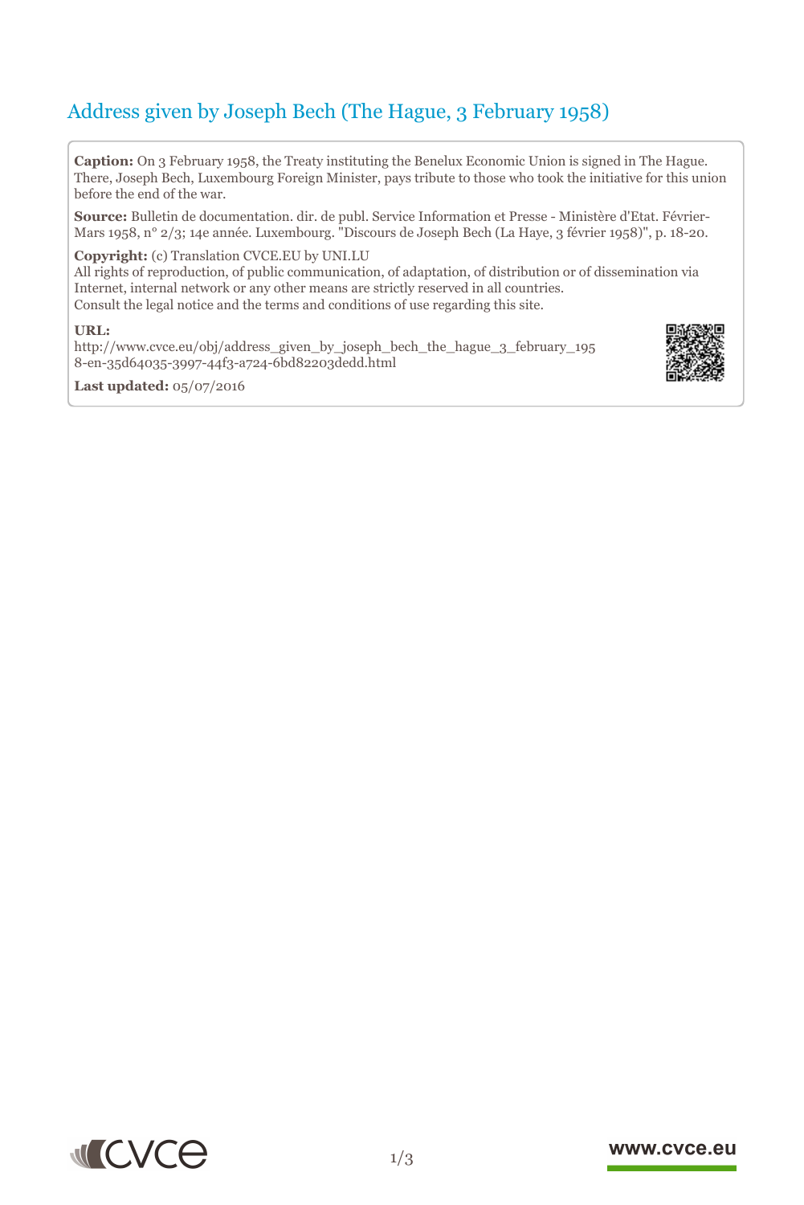# Address given by Joseph Bech (The Hague, 3 February 1958)

**Caption:** On 3 February 1958, the Treaty instituting the Benelux Economic Union is signed in The Hague. There, Joseph Bech, Luxembourg Foreign Minister, pays tribute to those who took the initiative for this union before the end of the war.

**Source:** Bulletin de documentation. dir. de publ. Service Information et Presse - Ministère d'Etat. Février-Mars 1958, n° 2/3; 14e année. Luxembourg. "Discours de Joseph Bech (La Haye, 3 février 1958)", p. 18-20.

**Copyright:** (c) Translation CVCE.EU by UNI.LU
All rights of reproduction, of public communication, of adaptation, of distribution or of dissemination via Internet, internal network or any other means are strictly reserved in all countries.
Consult the legal notice and the terms and conditions of use regarding this site.

**URL:**
http://www.cvce.eu/obj/address_given_by_joseph_bech_the_hague_3_february_1958-en-35d64035-3997-44f3-a724-6bd82203dedd.html

**Last updated:** 05/07/2016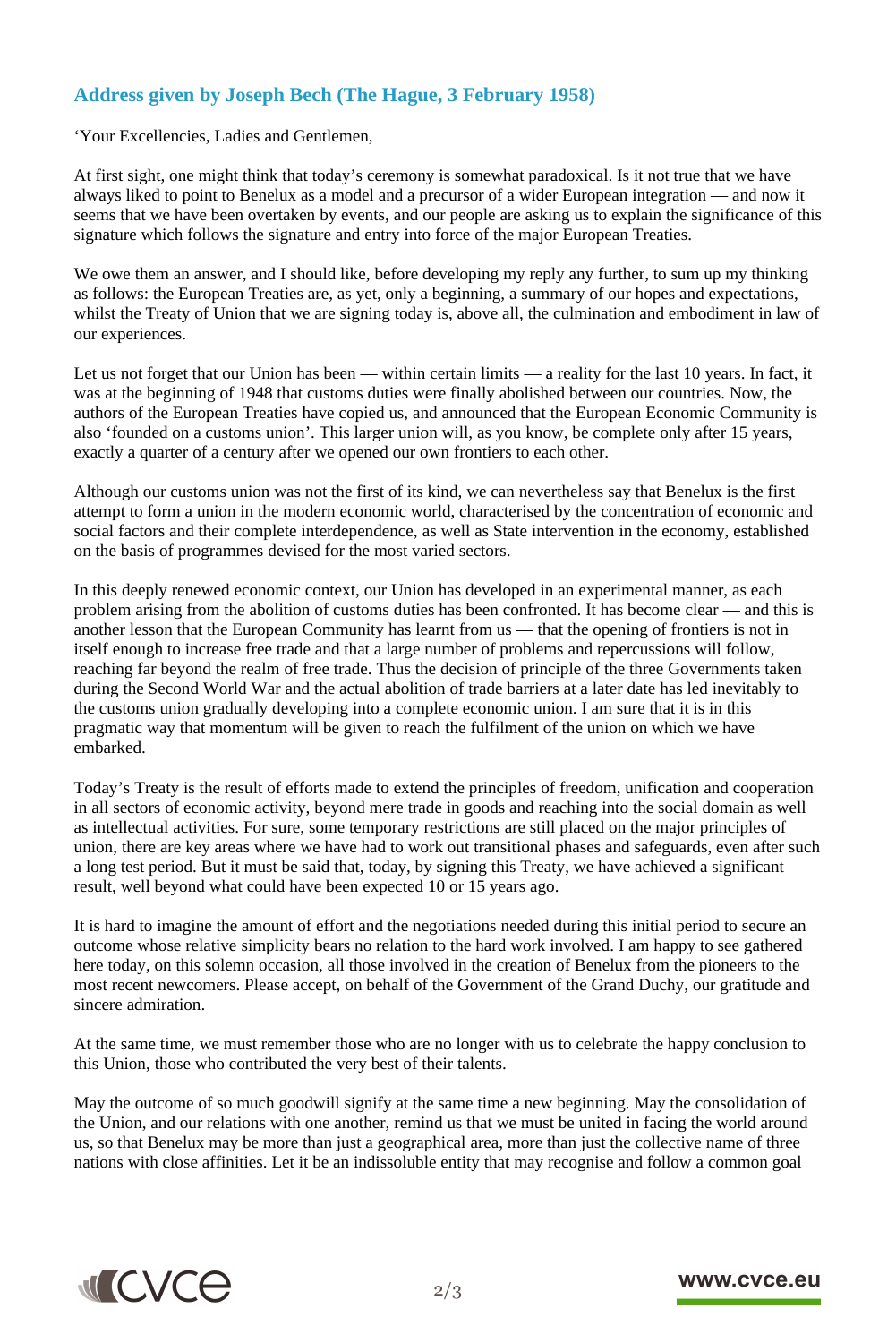## Address given by Joseph Bech (The Hague, 3 February 1958)

'Your Excellencies, Ladies and Gentlemen,

At first sight, one might think that today's ceremony is somewhat paradoxical. Is it not true that we have always liked to point to Benelux as a model and a precursor of a wider European integration — and now it seems that we have been overtaken by events, and our people are asking us to explain the significance of this signature which follows the signature and entry into force of the major European Treaties.

We owe them an answer, and I should like, before developing my reply any further, to sum up my thinking as follows: the European Treaties are, as yet, only a beginning, a summary of our hopes and expectations, whilst the Treaty of Union that we are signing today is, above all, the culmination and embodiment in law of our experiences.

Let us not forget that our Union has been — within certain limits — a reality for the last 10 years. In fact, it was at the beginning of 1948 that customs duties were finally abolished between our countries. Now, the authors of the European Treaties have copied us, and announced that the European Economic Community is also 'founded on a customs union'. This larger union will, as you know, be complete only after 15 years, exactly a quarter of a century after we opened our own frontiers to each other.

Although our customs union was not the first of its kind, we can nevertheless say that Benelux is the first attempt to form a union in the modern economic world, characterised by the concentration of economic and social factors and their complete interdependence, as well as State intervention in the economy, established on the basis of programmes devised for the most varied sectors.

In this deeply renewed economic context, our Union has developed in an experimental manner, as each problem arising from the abolition of customs duties has been confronted. It has become clear — and this is another lesson that the European Community has learnt from us — that the opening of frontiers is not in itself enough to increase free trade and that a large number of problems and repercussions will follow, reaching far beyond the realm of free trade. Thus the decision of principle of the three Governments taken during the Second World War and the actual abolition of trade barriers at a later date has led inevitably to the customs union gradually developing into a complete economic union. I am sure that it is in this pragmatic way that momentum will be given to reach the fulfilment of the union on which we have embarked.

Today's Treaty is the result of efforts made to extend the principles of freedom, unification and cooperation in all sectors of economic activity, beyond mere trade in goods and reaching into the social domain as well as intellectual activities. For sure, some temporary restrictions are still placed on the major principles of union, there are key areas where we have had to work out transitional phases and safeguards, even after such a long test period. But it must be said that, today, by signing this Treaty, we have achieved a significant result, well beyond what could have been expected 10 or 15 years ago.

It is hard to imagine the amount of effort and the negotiations needed during this initial period to secure an outcome whose relative simplicity bears no relation to the hard work involved. I am happy to see gathered here today, on this solemn occasion, all those involved in the creation of Benelux from the pioneers to the most recent newcomers. Please accept, on behalf of the Government of the Grand Duchy, our gratitude and sincere admiration.

At the same time, we must remember those who are no longer with us to celebrate the happy conclusion to this Union, those who contributed the very best of their talents.

May the outcome of so much goodwill signify at the same time a new beginning. May the consolidation of the Union, and our relations with one another, remind us that we must be united in facing the world around us, so that Benelux may be more than just a geographical area, more than just the collective name of three nations with close affinities. Let it be an indissoluble entity that may recognise and follow a common goal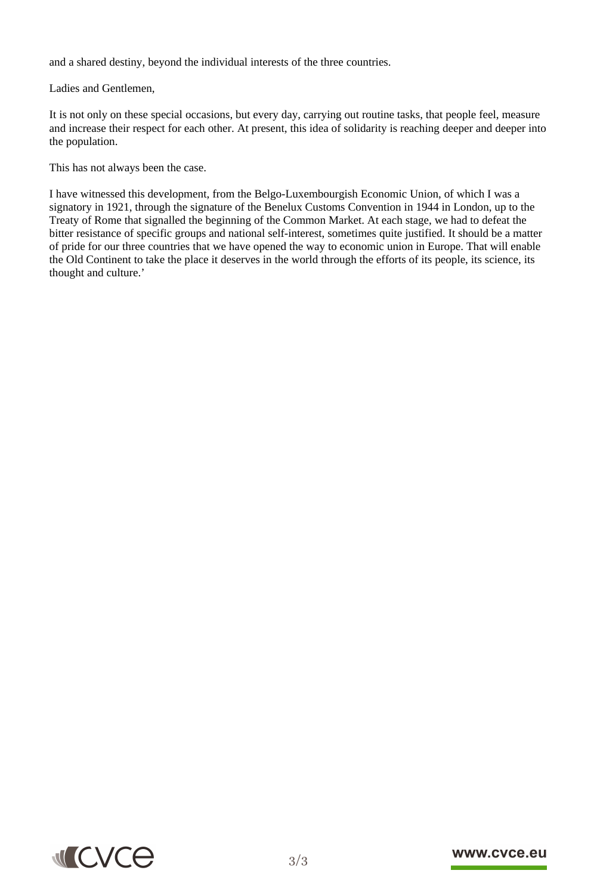and a shared destiny, beyond the individual interests of the three countries.

Ladies and Gentlemen,

It is not only on these special occasions, but every day, carrying out routine tasks, that people feel, measure and increase their respect for each other. At present, this idea of solidarity is reaching deeper and deeper into the population.

This has not always been the case.

I have witnessed this development, from the Belgo-Luxembourgish Economic Union, of which I was a signatory in 1921, through the signature of the Benelux Customs Convention in 1944 in London, up to the Treaty of Rome that signalled the beginning of the Common Market. At each stage, we had to defeat the bitter resistance of specific groups and national self-interest, sometimes quite justified. It should be a matter of pride for our three countries that we have opened the way to economic union in Europe. That will enable the Old Continent to take the place it deserves in the world through the efforts of its people, its science, its thought and culture.'